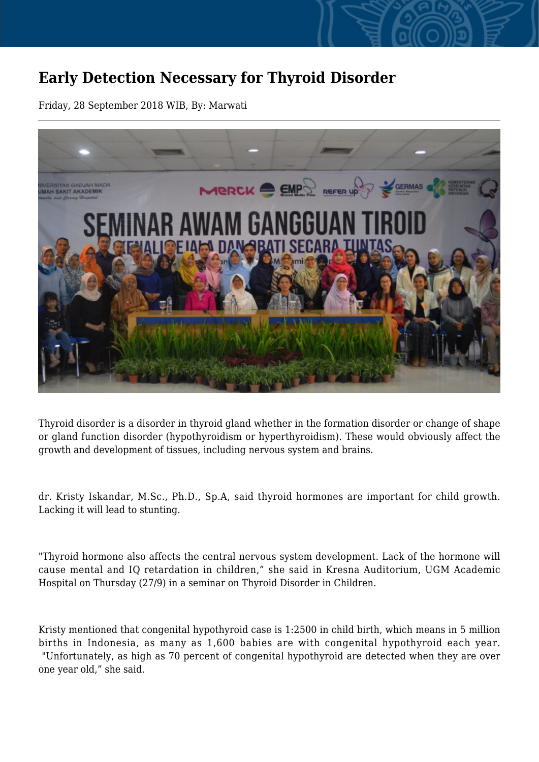# Early Detection Necessary for Thyroid Disorder

Friday, 28 September 2018 WIB, By: Marwati

Thyroid disorder is a disorder in thyroid gland whether in the formation disorder or change of shape or gland function disorder (hypothyroidism or hyperthyroidism). These would obviously affect the growth and development of tissues, including nervous system and brains.

dr. Kristy Iskandar, M.Sc., Ph.D., Sp.A, said thyroid hormones are important for child growth. Lacking it will lead to stunting.

"Thyroid hormone also affects the central nervous system development. Lack of the hormone will cause mental and IQ retardation in children," she said in Kresna Auditorium, UGM Academic Hospital on Thursday (27/9) in a seminar on Thyroid Disorder in Children.

Kristy mentioned that congenital hypothyroid case is 1:2500 in child birth, which means in 5 million births in Indonesia, as many as 1,600 babies are with congenital hypothyroid each year. "Unfortunately, as high as 70 percent of congenital hypothyroid are detected when they are over one year old," she said.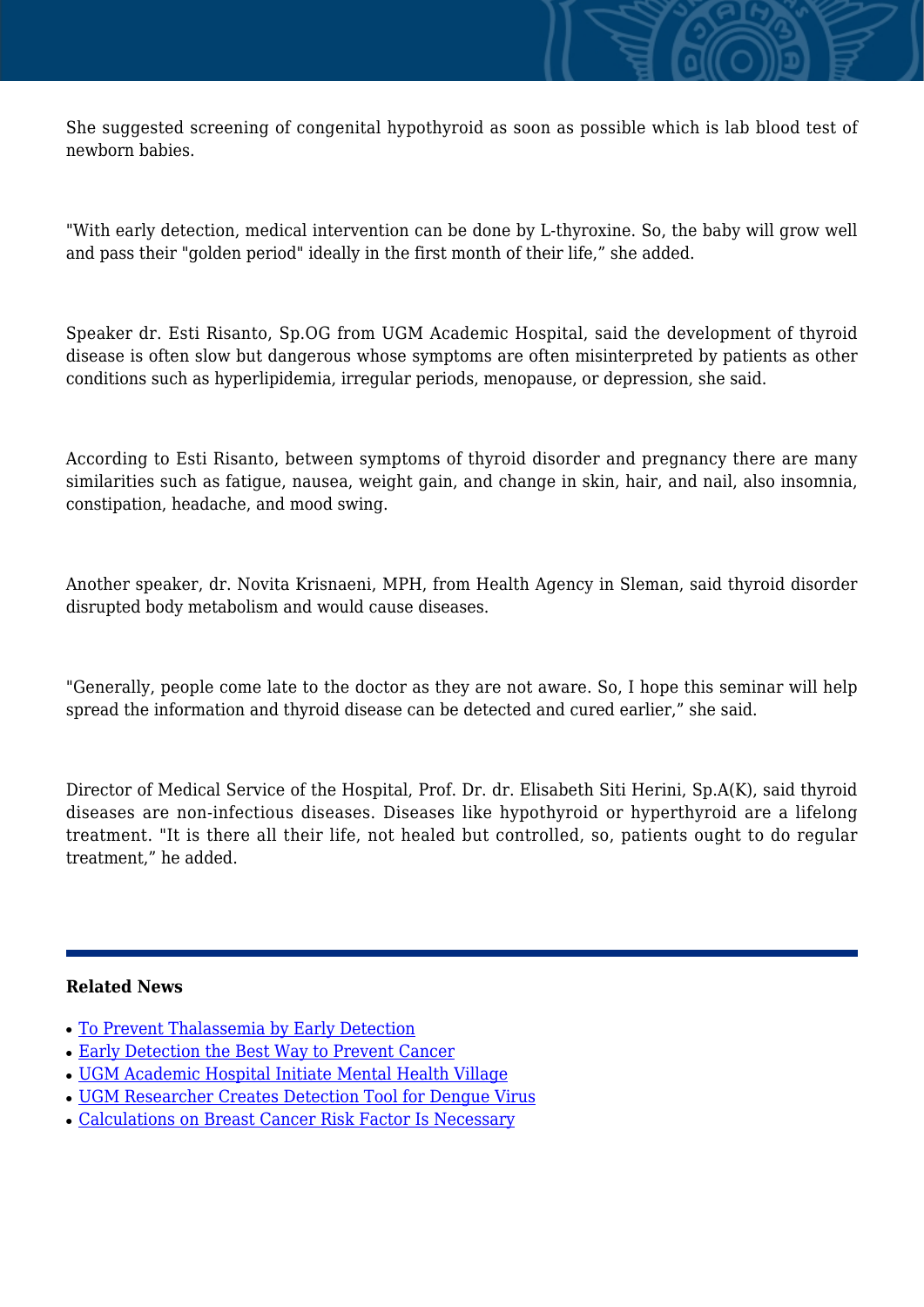She suggested screening of congenital hypothyroid as soon as possible which is lab blood test of newborn babies.

"With early detection, medical intervention can be done by L-thyroxine. So, the baby will grow well and pass their "golden period" ideally in the first month of their life," she added.

Speaker dr. Esti Risanto, Sp.OG from UGM Academic Hospital, said the development of thyroid disease is often slow but dangerous whose symptoms are often misinterpreted by patients as other conditions such as hyperlipidemia, irregular periods, menopause, or depression, she said.

According to Esti Risanto, between symptoms of thyroid disorder and pregnancy there are many similarities such as fatigue, nausea, weight gain, and change in skin, hair, and nail, also insomnia, constipation, headache, and mood swing.

Another speaker, dr. Novita Krisnaeni, MPH, from Health Agency in Sleman, said thyroid disorder disrupted body metabolism and would cause diseases.

"Generally, people come late to the doctor as they are not aware. So, I hope this seminar will help spread the information and thyroid disease can be detected and cured earlier," she said.

Director of Medical Service of the Hospital, Prof. Dr. dr. Elisabeth Siti Herini, Sp.A(K), said thyroid diseases are non-infectious diseases. Diseases like hypothyroid or hyperthyroid are a lifelong treatment. "It is there all their life, not healed but controlled, so, patients ought to do regular treatment," he added.

---

**Related News**

- To Prevent Thalassemia by Early Detection
- Early Detection the Best Way to Prevent Cancer
- UGM Academic Hospital Initiate Mental Health Village
- UGM Researcher Creates Detection Tool for Dengue Virus
- Calculations on Breast Cancer Risk Factor Is Necessary